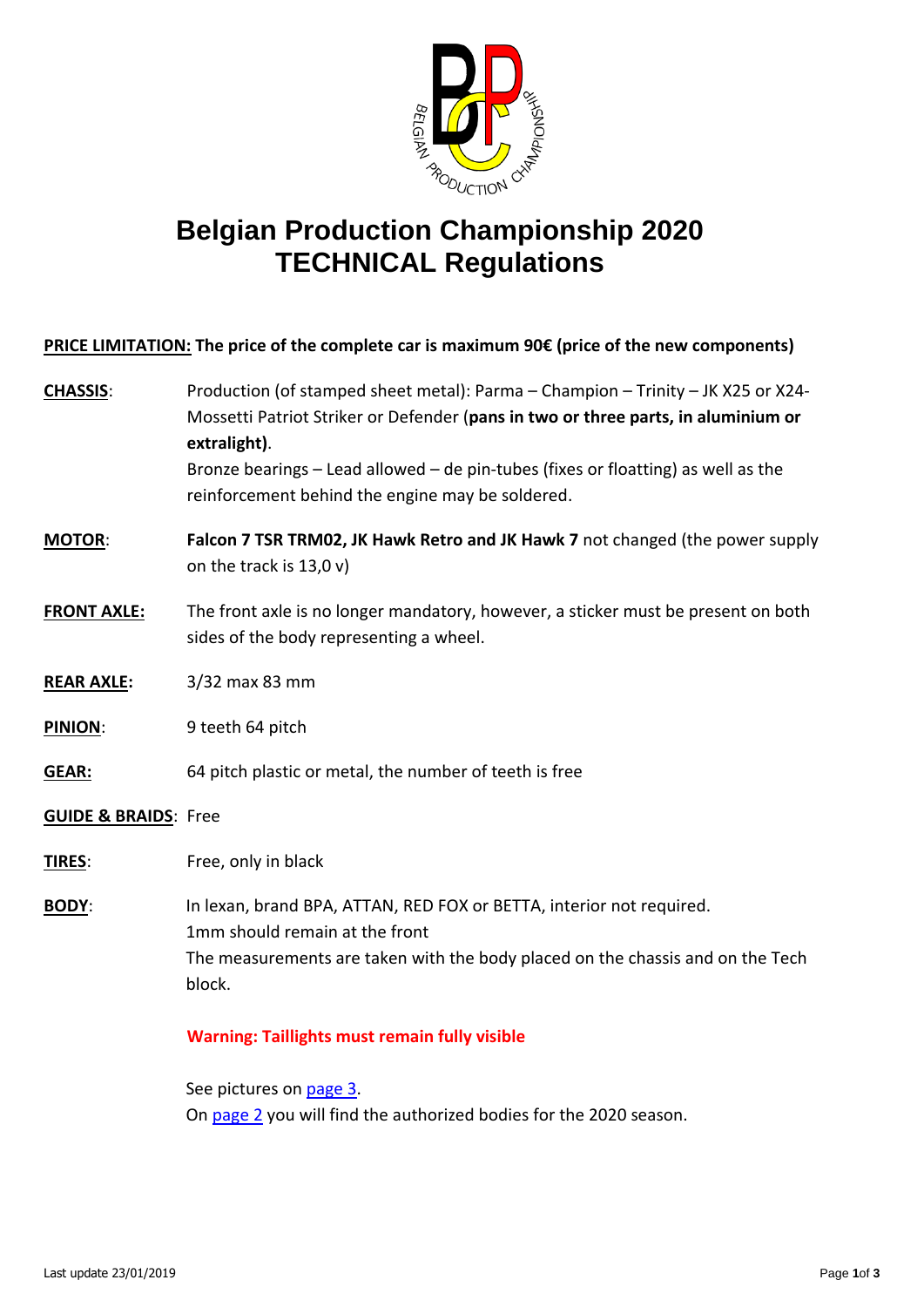# Belgian Production Championship 2020
# TECHNICAL Regulations

**PRICE LIMITATION: The price of the complete car is maximum 90€ (price of the new components)**

**CHASSIS**: Production (of stamped sheet metal): Parma – Champion – Trinity – JK X25 or X24- Mossetti Patriot Striker or Defender (**pans in two or three parts, in aluminium or extralight)**.
Bronze bearings – Lead allowed – de pin-tubes (fixes or floatting) as well as the reinforcement behind the engine may be soldered.

**MOTOR**: **Falcon 7 TSR TRM02, JK Hawk Retro and JK Hawk 7** not changed (the power supply on the track is 13,0 v)

**FRONT AXLE:** The front axle is no longer mandatory, however, a sticker must be present on both sides of the body representing a wheel.

**REAR AXLE:** 3/32 max 83 mm

**PINION**: 9 teeth 64 pitch

**GEAR:** 64 pitch plastic or metal, the number of teeth is free

**GUIDE & BRAIDS**: Free

**TIRES**: Free, only in black

**BODY**: In lexan, brand BPA, ATTAN, RED FOX or BETTA, interior not required.
1mm should remain at the front
The measurements are taken with the body placed on the chassis and on the Tech block.

**Warning: Taillights must remain fully visible**

See pictures on page 3.
On page 2 you will find the authorized bodies for the 2020 season.

Last update 23/01/2019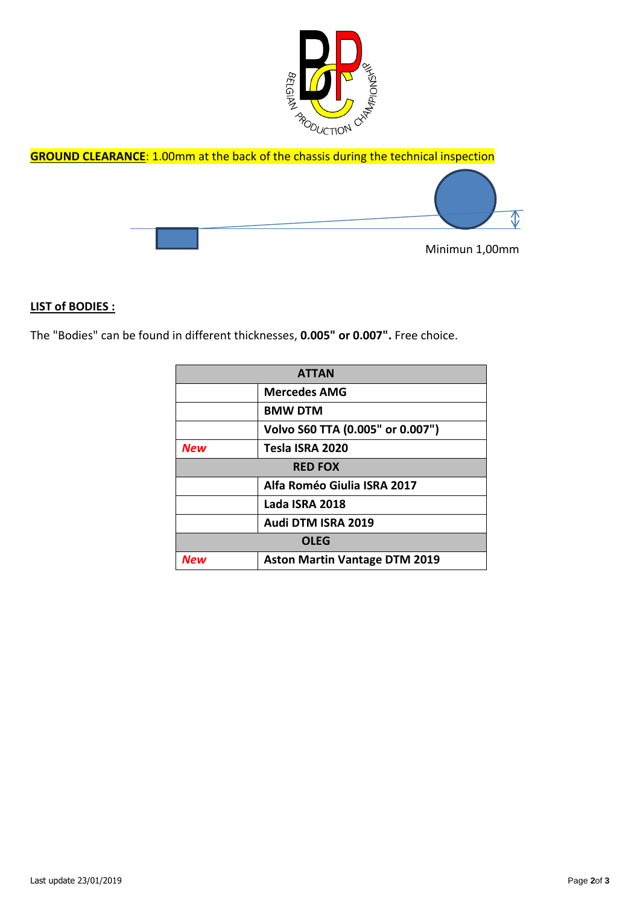**GROUND CLEARANCE**: 1.00mm at the back of the chassis during the technical inspection

Minimun 1,00mm

**LIST of BODIES :**

The "Bodies" can be found in different thicknesses, **0.005" or 0.007".** Free choice.

| ATTAN | |
|---|---|
| | **Mercedes AMG** |
| | **BMW DTM** |
| | **Volvo S60 TTA (0.005" or 0.007")** |
| ***New*** | **Tesla ISRA 2020** |
| **RED FOX** | |
| | **Alfa Roméo Giulia ISRA 2017** |
| | **Lada ISRA 2018** |
| | **Audi DTM ISRA 2019** |
| **OLEG** | |
| ***New*** | **Aston Martin Vantage DTM 2019** |

Last update 23/01/2019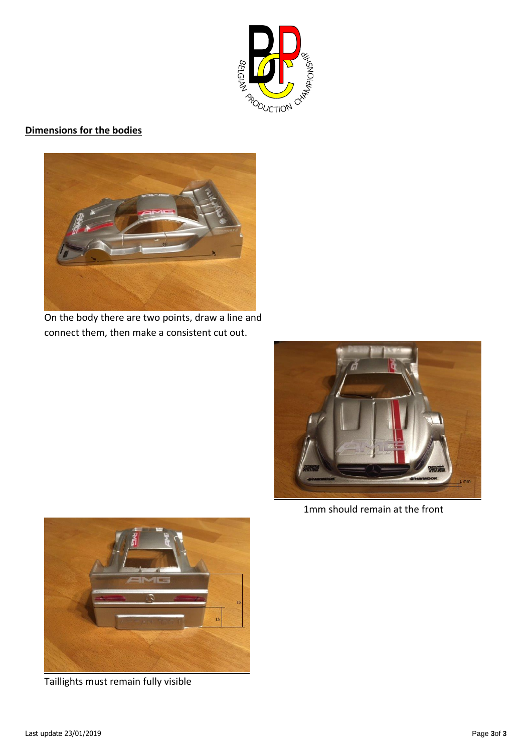## Dimensions for the bodies

On the body there are two points, draw a line and connect them, then make a consistent cut out.

1mm should remain at the front

Taillights must remain fully visible

Last update 23/01/2019